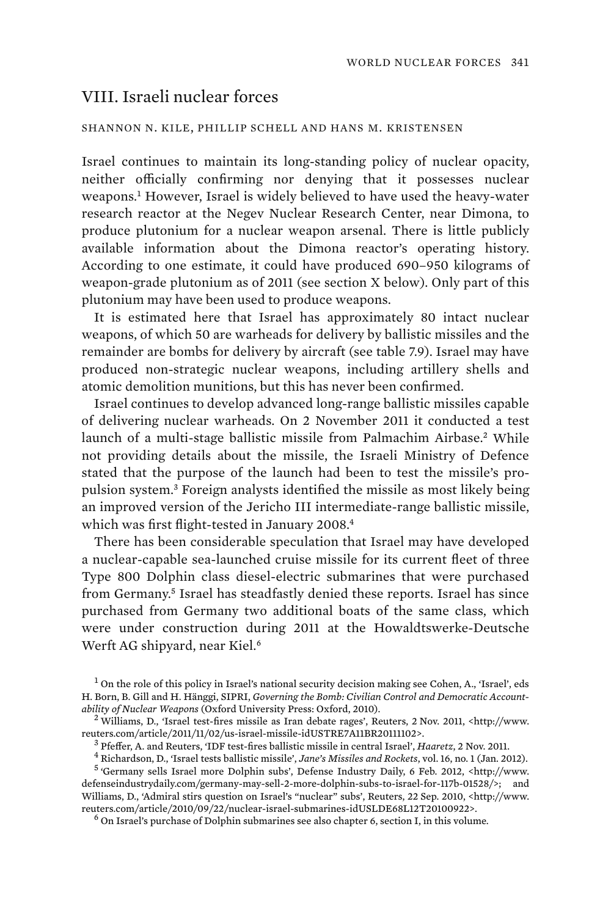## VIII. Israeli nuclear forces

SHANNON N. KILE, PHILLIP SCHELL AND HANS M. KRISTENSEN

Israel continues to maintain its long-standing policy of nuclear opacity, neither officially confirming nor denying that it possesses nuclear weapons.[1] However, Israel is widely believed to have used the heavy-water research reactor at the Negev Nuclear Research Center, near Dimona, to produce plutonium for a nuclear weapon arsenal. There is little publicly available information about the Dimona reactor's operating history. According to one estimate, it could have produced 690–950 kilograms of weapon-grade plutonium as of 2011 (see section X below). Only part of this plutonium may have been used to produce weapons.

It is estimated here that Israel has approximately 80 intact nuclear weapons, of which 50 are warheads for delivery by ballistic missiles and the remainder are bombs for delivery by aircraft (see table 7.9). Israel may have produced non-strategic nuclear weapons, including artillery shells and atomic demolition munitions, but this has never been confirmed.

Israel continues to develop advanced long-range ballistic missiles capable of delivering nuclear warheads. On 2 November 2011 it conducted a test launch of a multi-stage ballistic missile from Palmachim Airbase.[2] While not providing details about the missile, the Israeli Ministry of Defence stated that the purpose of the launch had been to test the missile's propulsion system.[3] Foreign analysts identified the missile as most likely being an improved version of the Jericho III intermediate-range ballistic missile, which was first flight-tested in January 2008.[4]

There has been considerable speculation that Israel may have developed a nuclear-capable sea-launched cruise missile for its current fleet of three Type 800 Dolphin class diesel-electric submarines that were purchased from Germany.[5] Israel has steadfastly denied these reports. Israel has since purchased from Germany two additional boats of the same class, which were under construction during 2011 at the Howaldtswerke-Deutsche Werft AG shipyard, near Kiel.[6]

[1] On the role of this policy in Israel's national security decision making see Cohen, A., 'Israel', eds H. Born, B. Gill and H. Hänggi, SIPRI, *Governing the Bomb: Civilian Control and Democratic Accountability of Nuclear Weapons* (Oxford University Press: Oxford, 2010).

[2] Williams, D., 'Israel test-fires missile as Iran debate rages', Reuters, 2 Nov. 2011, <http://www.reuters.com/article/2011/11/02/us-israel-missile-idUSTRE7A11BR20111102>.

[3] Pfeffer, A. and Reuters, 'IDF test-fires ballistic missile in central Israel', *Haaretz*, 2 Nov. 2011.

[4] Richardson, D., 'Israel tests ballistic missile', *Jane's Missiles and Rockets*, vol. 16, no. 1 (Jan. 2012).

[5] 'Germany sells Israel more Dolphin subs', Defense Industry Daily, 6 Feb. 2012, <http://www.defenseindustrydaily.com/germany-may-sell-2-more-dolphin-subs-to-israel-for-117b-01528/>; and Williams, D., 'Admiral stirs question on Israel's "nuclear" subs', Reuters, 22 Sep. 2010, <http://www.reuters.com/article/2010/09/22/nuclear-israel-submarines-idUSLDE68L12T20100922>.

[6] On Israel's purchase of Dolphin submarines see also chapter 6, section I, in this volume.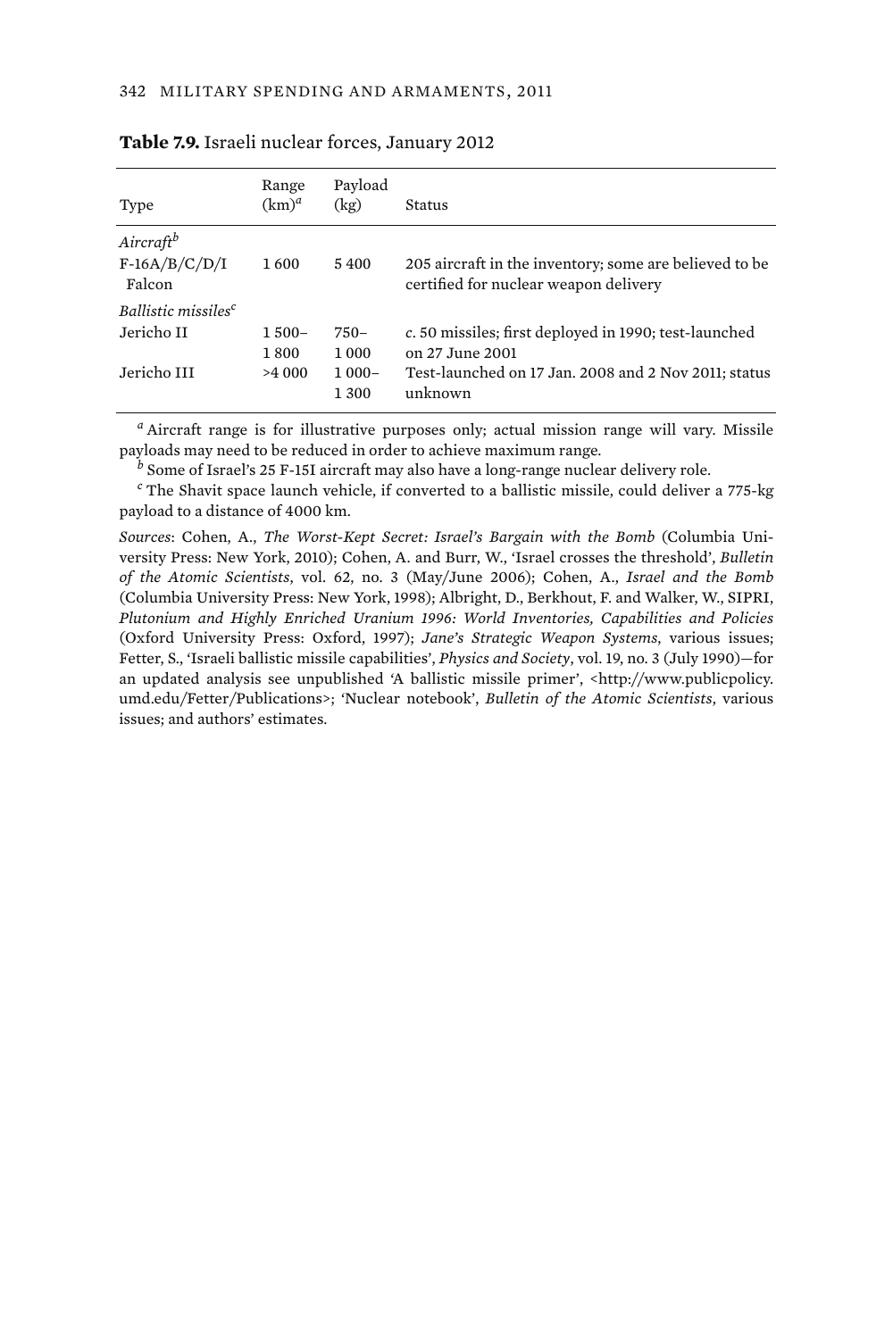**Table 7.9.** Israeli nuclear forces, January 2012

| Type | Range (km)[a] | Payload (kg) | Status |
|---|---|---|---|
| *Aircraft*[b] | | | |
| F-16A/B/C/D/I Falcon | 1 600 | 5 400 | 205 aircraft in the inventory; some are believed to be certified for nuclear weapon delivery |
| *Ballistic missiles*[c] | | | |
| Jericho II | 1 500–1 800 | 750–1 000 | *c.* 50 missiles; first deployed in 1990; test-launched on 27 June 2001 |
| Jericho III | >4 000 | 1 000–1 300 | Test-launched on 17 Jan. 2008 and 2 Nov 2011; status unknown |

[a] Aircraft range is for illustrative purposes only; actual mission range will vary. Missile payloads may need to be reduced in order to achieve maximum range.

[b] Some of Israel's 25 F-15I aircraft may also have a long-range nuclear delivery role.

[c] The Shavit space launch vehicle, if converted to a ballistic missile, could deliver a 775-kg payload to a distance of 4000 km.

*Sources*: Cohen, A., *The Worst-Kept Secret: Israel's Bargain with the Bomb* (Columbia University Press: New York, 2010); Cohen, A. and Burr, W., 'Israel crosses the threshold', *Bulletin of the Atomic Scientists*, vol. 62, no. 3 (May/June 2006); Cohen, A., *Israel and the Bomb* (Columbia University Press: New York, 1998); Albright, D., Berkhout, F. and Walker, W., SIPRI, *Plutonium and Highly Enriched Uranium 1996: World Inventories, Capabilities and Policies* (Oxford University Press: Oxford, 1997); *Jane's Strategic Weapon Systems*, various issues; Fetter, S., 'Israeli ballistic missile capabilities', *Physics and Society*, vol. 19, no. 3 (July 1990)—for an updated analysis see unpublished 'A ballistic missile primer', <http://www.publicpolicy.umd.edu/Fetter/Publications>; 'Nuclear notebook', *Bulletin of the Atomic Scientists*, various issues; and authors' estimates.